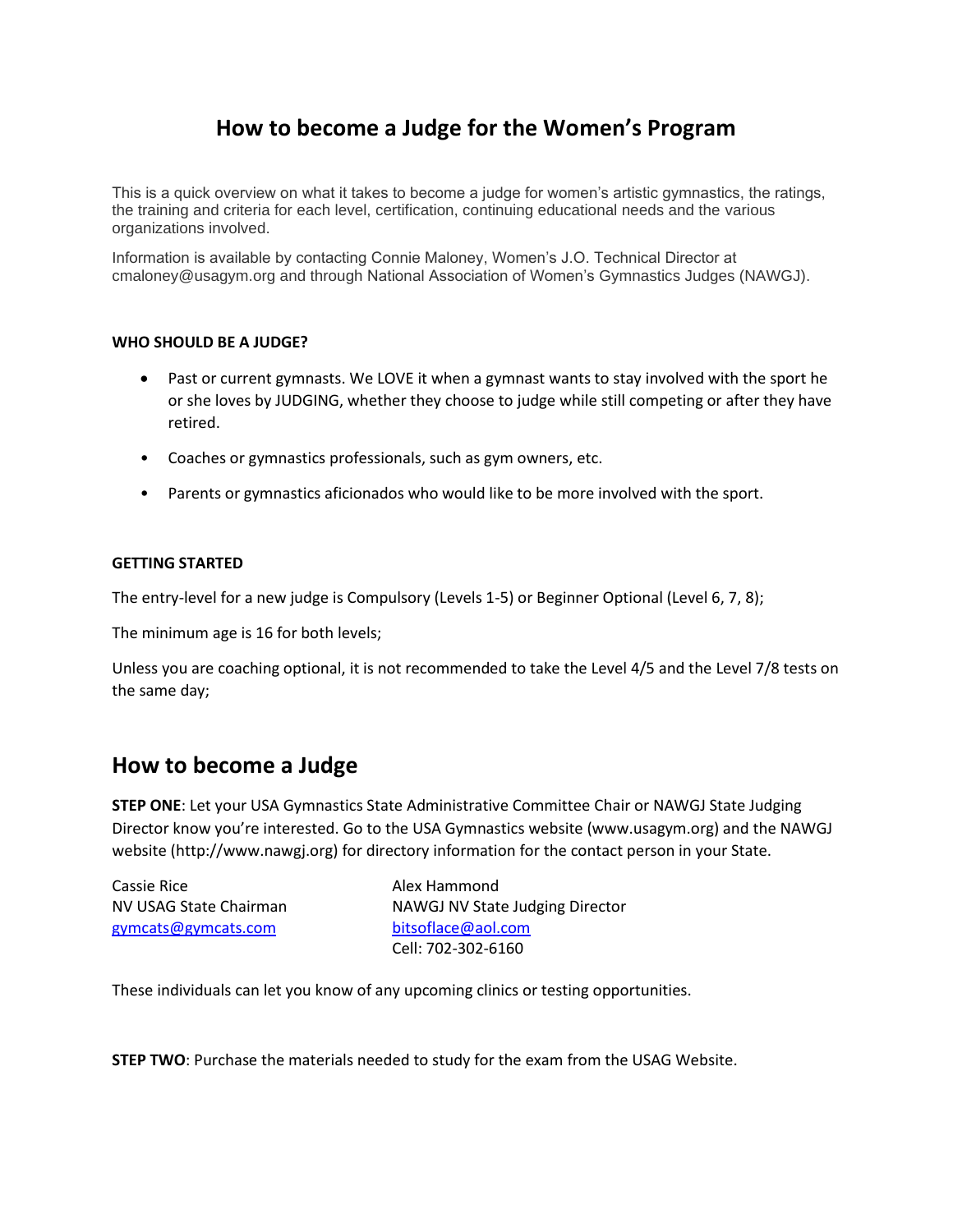# How to become a Judge for the Women's Program

This is a quick overview on what it takes to become a judge for women's artistic gymnastics, the ratings, the training and criteria for each level, certification, continuing educational needs and the various organizations involved.

Information is available by contacting Connie Maloney, Women's J.O. Technical Director at cmaloney@usagym.org and through National Association of Women's Gymnastics Judges (NAWGJ).

**WHO SHOULD BE A JUDGE?**

- Past or current gymnasts. We LOVE it when a gymnast wants to stay involved with the sport he or she loves by JUDGING, whether they choose to judge while still competing or after they have retired.
- Coaches or gymnastics professionals, such as gym owners, etc.
- Parents or gymnastics aficionados who would like to be more involved with the sport.

**GETTING STARTED**

The entry-level for a new judge is Compulsory (Levels 1-5) or Beginner Optional (Level 6, 7, 8);

The minimum age is 16 for both levels;

Unless you are coaching optional, it is not recommended to take the Level 4/5 and the Level 7/8 tests on the same day;

## How to become a Judge

**STEP ONE**: Let your USA Gymnastics State Administrative Committee Chair or NAWGJ State Judging Director know you're interested. Go to the USA Gymnastics website (www.usagym.org) and the NAWGJ website (http://www.nawgj.org) for directory information for the contact person in your State.

Cassie Rice
NV USAG State Chairman
gymcats@gymcats.com

Alex Hammond
NAWGJ NV State Judging Director
bitsoflace@aol.com
Cell: 702-302-6160

These individuals can let you know of any upcoming clinics or testing opportunities.

**STEP TWO**: Purchase the materials needed to study for the exam from the USAG Website.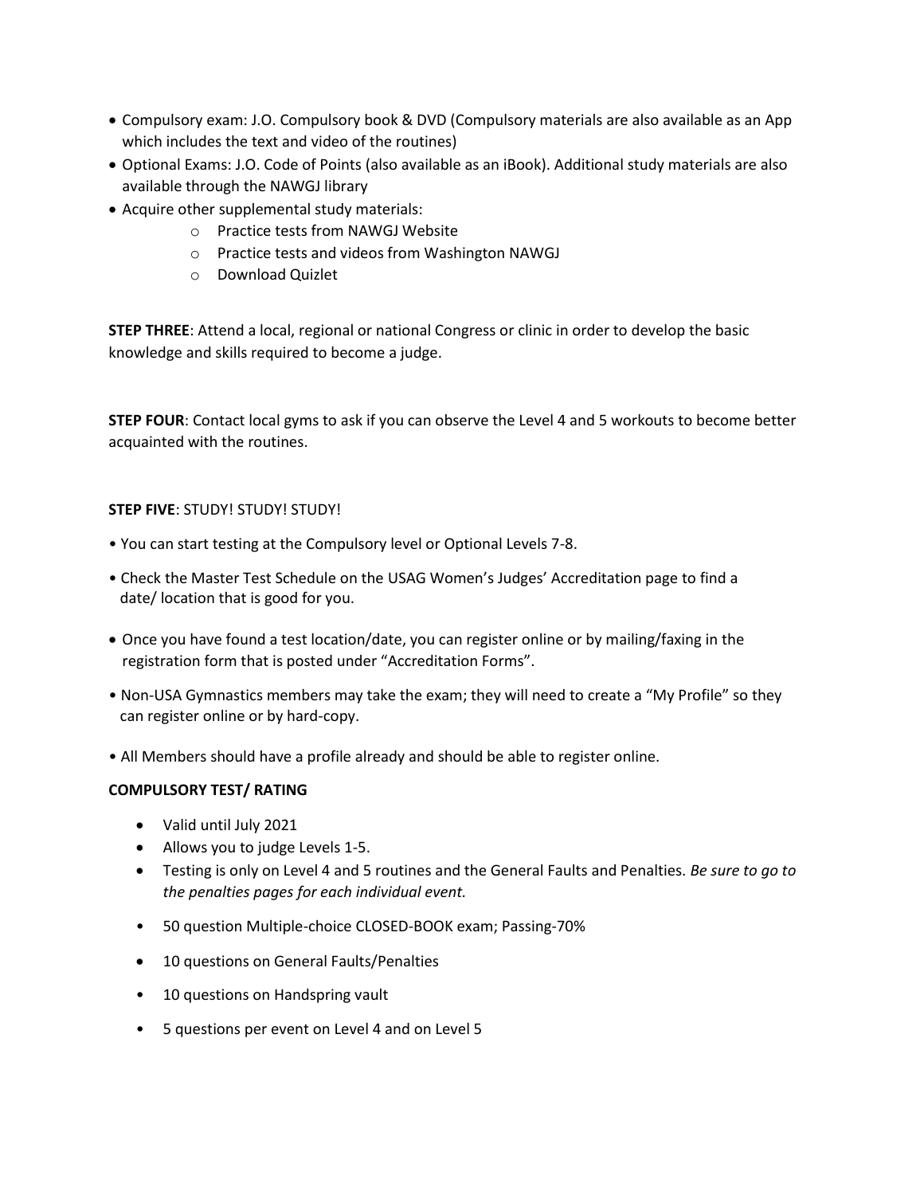- Compulsory exam: J.O. Compulsory book & DVD (Compulsory materials are also available as an App which includes the text and video of the routines)
- Optional Exams: J.O. Code of Points (also available as an iBook). Additional study materials are also available through the NAWGJ library
- Acquire other supplemental study materials:
    - Practice tests from NAWGJ Website
    - Practice tests and videos from Washington NAWGJ
    - Download Quizlet

**STEP THREE**: Attend a local, regional or national Congress or clinic in order to develop the basic knowledge and skills required to become a judge.

**STEP FOUR**: Contact local gyms to ask if you can observe the Level 4 and 5 workouts to become better acquainted with the routines.

**STEP FIVE**: STUDY! STUDY! STUDY!

- You can start testing at the Compulsory level or Optional Levels 7-8.
- Check the Master Test Schedule on the USAG Women's Judges' Accreditation page to find a date/ location that is good for you.
- Once you have found a test location/date, you can register online or by mailing/faxing in the registration form that is posted under "Accreditation Forms".
- Non-USA Gymnastics members may take the exam; they will need to create a "My Profile" so they can register online or by hard-copy.
- All Members should have a profile already and should be able to register online.

**COMPULSORY TEST/ RATING**

- Valid until July 2021
- Allows you to judge Levels 1-5.
- Testing is only on Level 4 and 5 routines and the General Faults and Penalties. *Be sure to go to the penalties pages for each individual event.*
- 50 question Multiple-choice CLOSED-BOOK exam; Passing-70%
- 10 questions on General Faults/Penalties
- 10 questions on Handspring vault
- 5 questions per event on Level 4 and on Level 5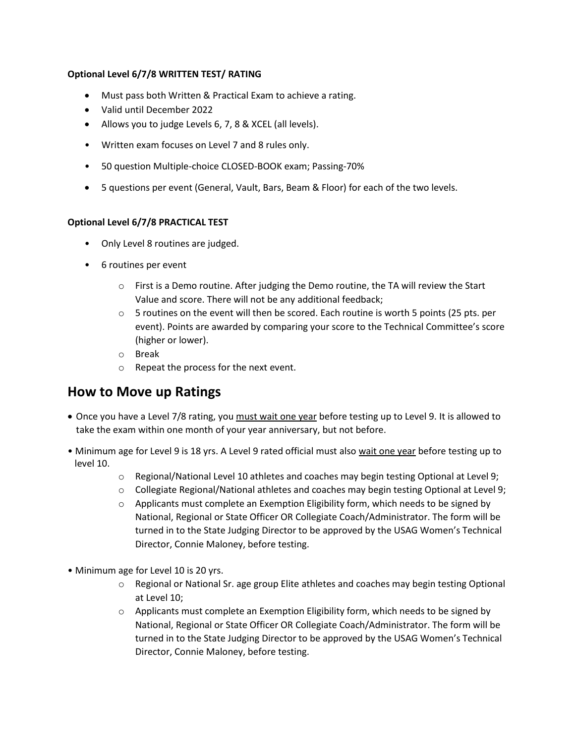**Optional Level 6/7/8 WRITTEN TEST/ RATING**

- Must pass both Written & Practical Exam to achieve a rating.
- Valid until December 2022
- Allows you to judge Levels 6, 7, 8 & XCEL (all levels).
- Written exam focuses on Level 7 and 8 rules only.
- 50 question Multiple-choice CLOSED-BOOK exam; Passing-70%
- 5 questions per event (General, Vault, Bars, Beam & Floor) for each of the two levels.

**Optional Level 6/7/8 PRACTICAL TEST**

- Only Level 8 routines are judged.
- 6 routines per event
    - First is a Demo routine. After judging the Demo routine, the TA will review the Start Value and score. There will not be any additional feedback;
    - 5 routines on the event will then be scored. Each routine is worth 5 points (25 pts. per event). Points are awarded by comparing your score to the Technical Committee's score (higher or lower).
    - Break
    - Repeat the process for the next event.

## How to Move up Ratings

- Once you have a Level 7/8 rating, you <u>must wait one year</u> before testing up to Level 9. It is allowed to take the exam within one month of your year anniversary, but not before.
- Minimum age for Level 9 is 18 yrs. A Level 9 rated official must also <u>wait one year</u> before testing up to level 10.
    - Regional/National Level 10 athletes and coaches may begin testing Optional at Level 9;
    - Collegiate Regional/National athletes and coaches may begin testing Optional at Level 9;
    - Applicants must complete an Exemption Eligibility form, which needs to be signed by National, Regional or State Officer OR Collegiate Coach/Administrator. The form will be turned in to the State Judging Director to be approved by the USAG Women's Technical Director, Connie Maloney, before testing.
- Minimum age for Level 10 is 20 yrs.
    - Regional or National Sr. age group Elite athletes and coaches may begin testing Optional at Level 10;
    - Applicants must complete an Exemption Eligibility form, which needs to be signed by National, Regional or State Officer OR Collegiate Coach/Administrator. The form will be turned in to the State Judging Director to be approved by the USAG Women's Technical Director, Connie Maloney, before testing.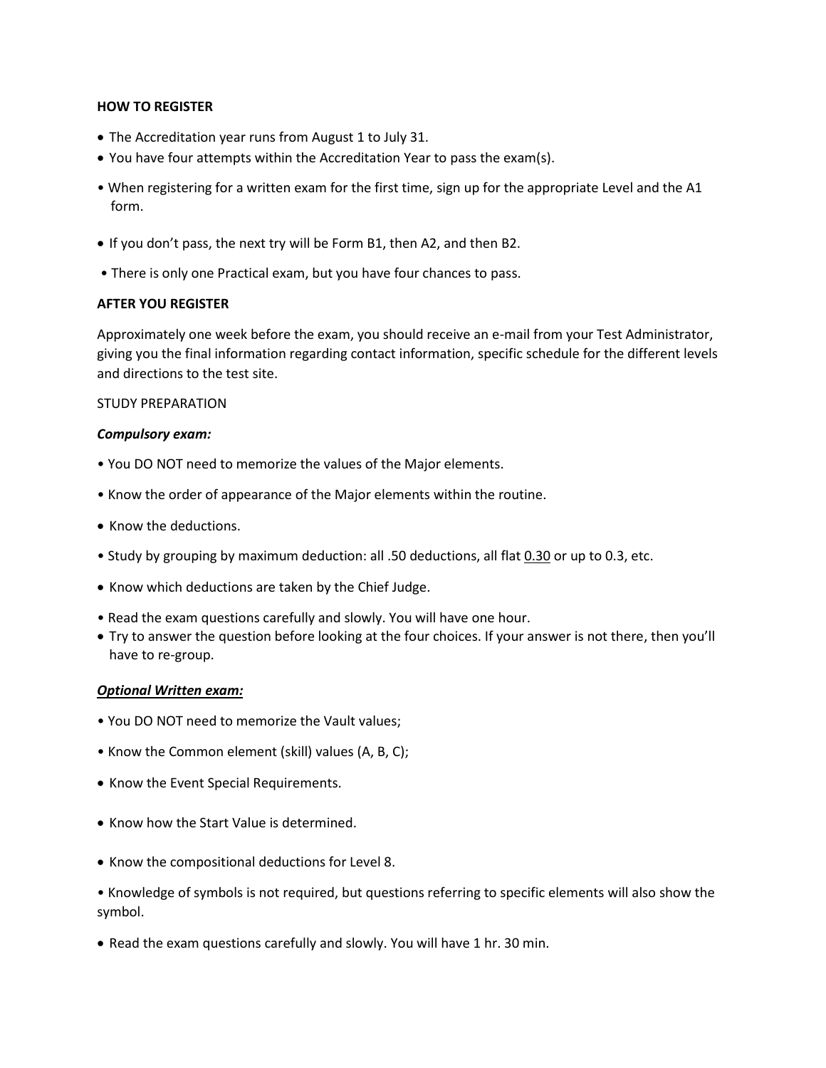**HOW TO REGISTER**

- The Accreditation year runs from August 1 to July 31.
- You have four attempts within the Accreditation Year to pass the exam(s).
- When registering for a written exam for the first time, sign up for the appropriate Level and the A1 form.
- If you don't pass, the next try will be Form B1, then A2, and then B2.
- There is only one Practical exam, but you have four chances to pass.

**AFTER YOU REGISTER**

Approximately one week before the exam, you should receive an e-mail from your Test Administrator, giving you the final information regarding contact information, specific schedule for the different levels and directions to the test site.

STUDY PREPARATION

***Compulsory exam:***

- You DO NOT need to memorize the values of the Major elements.
- Know the order of appearance of the Major elements within the routine.
- Know the deductions.
- Study by grouping by maximum deduction: all .50 deductions, all flat <u>0.30</u> or up to 0.3, etc.
- Know which deductions are taken by the Chief Judge.
- Read the exam questions carefully and slowly. You will have one hour.
- Try to answer the question before looking at the four choices. If your answer is not there, then you'll have to re-group.

***<u>Optional Written exam:</u>***

- You DO NOT need to memorize the Vault values;
- Know the Common element (skill) values (A, B, C);
- Know the Event Special Requirements.
- Know how the Start Value is determined.
- Know the compositional deductions for Level 8.
- Knowledge of symbols is not required, but questions referring to specific elements will also show the symbol.
- Read the exam questions carefully and slowly. You will have 1 hr. 30 min.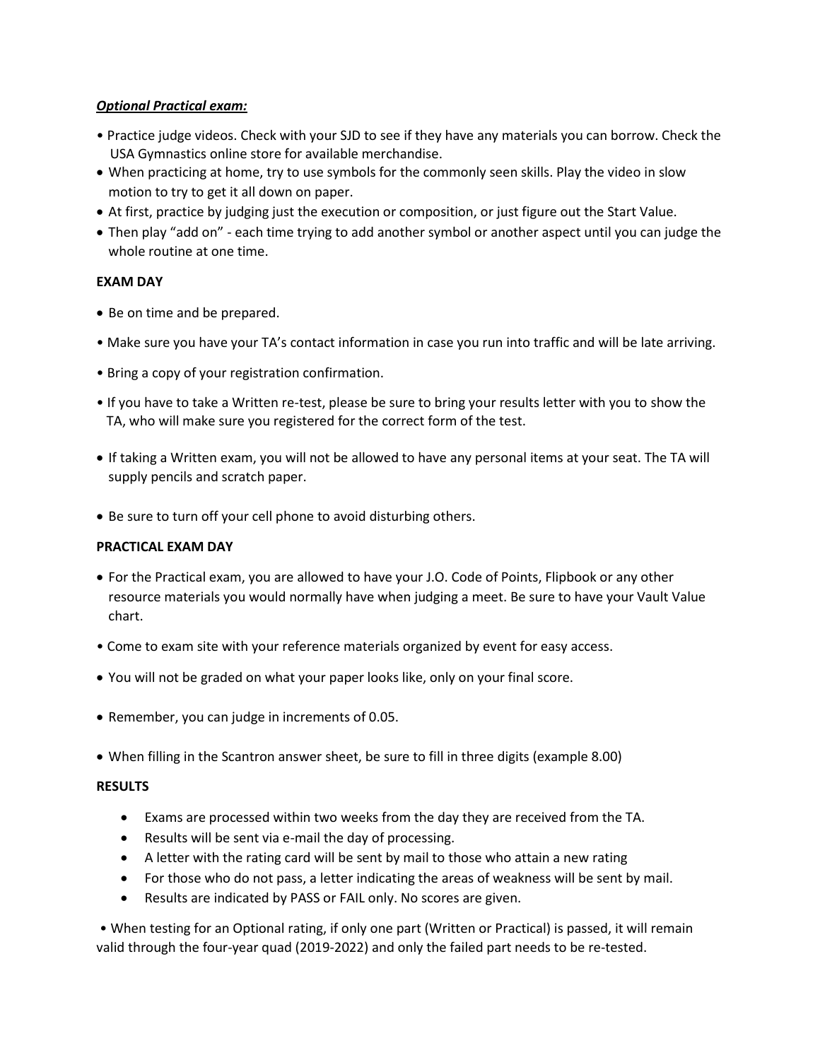***Optional Practical exam:***

- Practice judge videos. Check with your SJD to see if they have any materials you can borrow. Check the USA Gymnastics online store for available merchandise.
- When practicing at home, try to use symbols for the commonly seen skills. Play the video in slow motion to try to get it all down on paper.
- At first, practice by judging just the execution or composition, or just figure out the Start Value.
- Then play "add on" - each time trying to add another symbol or another aspect until you can judge the whole routine at one time.

**EXAM DAY**

- Be on time and be prepared.
- Make sure you have your TA's contact information in case you run into traffic and will be late arriving.
- Bring a copy of your registration confirmation.
- If you have to take a Written re-test, please be sure to bring your results letter with you to show the TA, who will make sure you registered for the correct form of the test.
- If taking a Written exam, you will not be allowed to have any personal items at your seat. The TA will supply pencils and scratch paper.
- Be sure to turn off your cell phone to avoid disturbing others.

**PRACTICAL EXAM DAY**

- For the Practical exam, you are allowed to have your J.O. Code of Points, Flipbook or any other resource materials you would normally have when judging a meet. Be sure to have your Vault Value chart.
- Come to exam site with your reference materials organized by event for easy access.
- You will not be graded on what your paper looks like, only on your final score.
- Remember, you can judge in increments of 0.05.
- When filling in the Scantron answer sheet, be sure to fill in three digits (example 8.00)

**RESULTS**

- Exams are processed within two weeks from the day they are received from the TA.
- Results will be sent via e-mail the day of processing.
- A letter with the rating card will be sent by mail to those who attain a new rating
- For those who do not pass, a letter indicating the areas of weakness will be sent by mail.
- Results are indicated by PASS or FAIL only. No scores are given.

- When testing for an Optional rating, if only one part (Written or Practical) is passed, it will remain valid through the four-year quad (2019-2022) and only the failed part needs to be re-tested.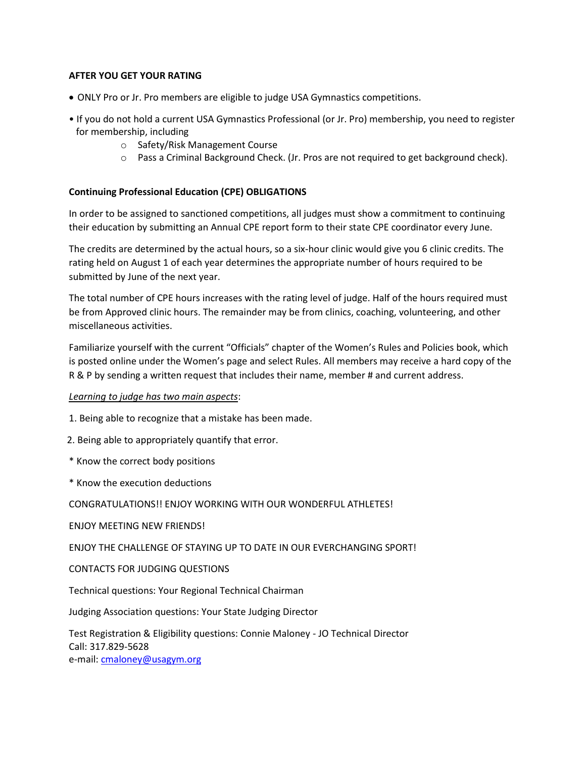**AFTER YOU GET YOUR RATING**

- ONLY Pro or Jr. Pro members are eligible to judge USA Gymnastics competitions.
- If you do not hold a current USA Gymnastics Professional (or Jr. Pro) membership, you need to register for membership, including
  - Safety/Risk Management Course
  - Pass a Criminal Background Check. (Jr. Pros are not required to get background check).

**Continuing Professional Education (CPE) OBLIGATIONS**

In order to be assigned to sanctioned competitions, all judges must show a commitment to continuing their education by submitting an Annual CPE report form to their state CPE coordinator every June.

The credits are determined by the actual hours, so a six-hour clinic would give you 6 clinic credits. The rating held on August 1 of each year determines the appropriate number of hours required to be submitted by June of the next year.

The total number of CPE hours increases with the rating level of judge. Half of the hours required must be from Approved clinic hours. The remainder may be from clinics, coaching, volunteering, and other miscellaneous activities.

Familiarize yourself with the current "Officials" chapter of the Women's Rules and Policies book, which is posted online under the Women's page and select Rules. All members may receive a hard copy of the R & P by sending a written request that includes their name, member # and current address.

*Learning to judge has two main aspects*:

1. Being able to recognize that a mistake has been made.
2. Being able to appropriately quantify that error.

\* Know the correct body positions

\* Know the execution deductions

CONGRATULATIONS!! ENJOY WORKING WITH OUR WONDERFUL ATHLETES!

ENJOY MEETING NEW FRIENDS!

ENJOY THE CHALLENGE OF STAYING UP TO DATE IN OUR EVERCHANGING SPORT!

CONTACTS FOR JUDGING QUESTIONS

Technical questions: Your Regional Technical Chairman

Judging Association questions: Your State Judging Director

Test Registration & Eligibility questions: Connie Maloney - JO Technical Director
Call: 317.829-5628
e-mail: cmaloney@usagym.org